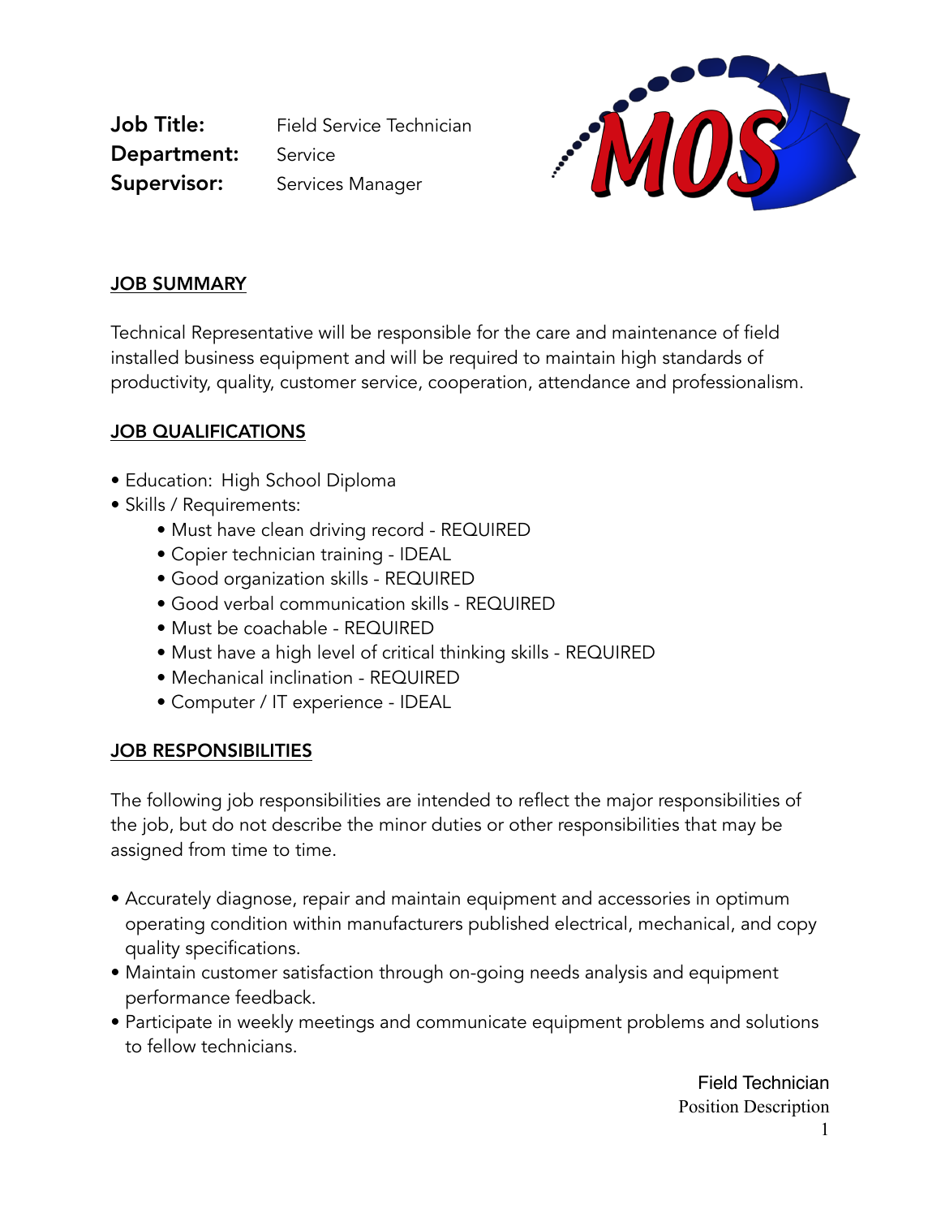**Job Title:** Field Service Technician
**Department:** Service
**Supervisor:** Services Manager

## JOB SUMMARY

Technical Representative will be responsible for the care and maintenance of field installed business equipment and will be required to maintain high standards of productivity, quality, customer service, cooperation, attendance and professionalism.

## JOB QUALIFICATIONS

- Education: High School Diploma
- Skills / Requirements:
  - Must have clean driving record - REQUIRED
  - Copier technician training - IDEAL
  - Good organization skills - REQUIRED
  - Good verbal communication skills - REQUIRED
  - Must be coachable - REQUIRED
  - Must have a high level of critical thinking skills - REQUIRED
  - Mechanical inclination - REQUIRED
  - Computer / IT experience - IDEAL

## JOB RESPONSIBILITIES

The following job responsibilities are intended to reflect the major responsibilities of the job, but do not describe the minor duties or other responsibilities that may be assigned from time to time.

- Accurately diagnose, repair and maintain equipment and accessories in optimum operating condition within manufacturers published electrical, mechanical, and copy quality specifications.
- Maintain customer satisfaction through on-going needs analysis and equipment performance feedback.
- Participate in weekly meetings and communicate equipment problems and solutions to fellow technicians.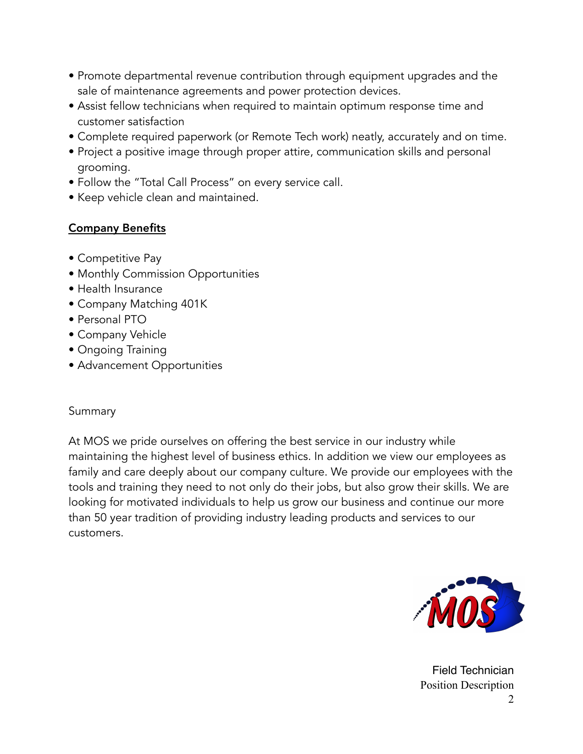- Promote departmental revenue contribution through equipment upgrades and the sale of maintenance agreements and power protection devices.
- Assist fellow technicians when required to maintain optimum response time and customer satisfaction
- Complete required paperwork (or Remote Tech work) neatly, accurately and on time.
- Project a positive image through proper attire, communication skills and personal grooming.
- Follow the "Total Call Process" on every service call.
- Keep vehicle clean and maintained.

## Company Benefits

- Competitive Pay
- Monthly Commission Opportunities
- Health Insurance
- Company Matching 401K
- Personal PTO
- Company Vehicle
- Ongoing Training
- Advancement Opportunities

Summary

At MOS we pride ourselves on offering the best service in our industry while maintaining the highest level of business ethics. In addition we view our employees as family and care deeply about our company culture. We provide our employees with the tools and training they need to not only do their jobs, but also grow their skills. We are looking for motivated individuals to help us grow our business and continue our more than 50 year tradition of providing industry leading products and services to our customers.